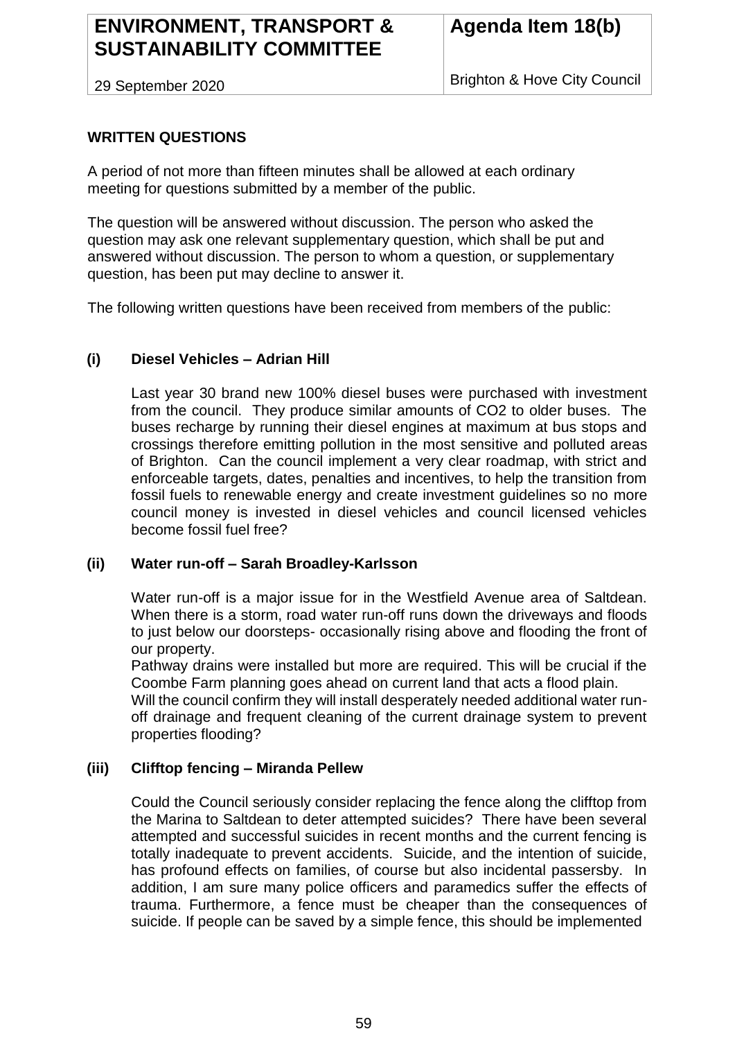| ENVIRONMENT, TRANSPORT & SUSTAINABILITY COMMITTEE | Agenda Item 18(b) |
| --- | --- |
| 29 September 2020 | Brighton & Hove City Council |

**WRITTEN QUESTIONS**

A period of not more than fifteen minutes shall be allowed at each ordinary meeting for questions submitted by a member of the public.

The question will be answered without discussion. The person who asked the question may ask one relevant supplementary question, which shall be put and answered without discussion. The person to whom a question, or supplementary question, has been put may decline to answer it.

The following written questions have been received from members of the public:

**(i) Diesel Vehicles – Adrian Hill**

Last year 30 brand new 100% diesel buses were purchased with investment from the council. They produce similar amounts of $CO_2$ to older buses. The buses recharge by running their diesel engines at maximum at bus stops and crossings therefore emitting pollution in the most sensitive and polluted areas of Brighton. Can the council implement a very clear roadmap, with strict and enforceable targets, dates, penalties and incentives, to help the transition from fossil fuels to renewable energy and create investment guidelines so no more council money is invested in diesel vehicles and council licensed vehicles become fossil fuel free?

**(ii) Water run-off – Sarah Broadley-Karlsson**

Water run-off is a major issue for in the Westfield Avenue area of Saltdean. When there is a storm, road water run-off runs down the driveways and floods to just below our doorsteps- occasionally rising above and flooding the front of our property.

Pathway drains were installed but more are required. This will be crucial if the Coombe Farm planning goes ahead on current land that acts a flood plain.

Will the council confirm they will install desperately needed additional water run-off drainage and frequent cleaning of the current drainage system to prevent properties flooding?

**(iii) Clifftop fencing – Miranda Pellew**

Could the Council seriously consider replacing the fence along the clifftop from the Marina to Saltdean to deter attempted suicides? There have been several attempted and successful suicides in recent months and the current fencing is totally inadequate to prevent accidents. Suicide, and the intention of suicide, has profound effects on families, of course but also incidental passersby. In addition, I am sure many police officers and paramedics suffer the effects of trauma. Furthermore, a fence must be cheaper than the consequences of suicide. If people can be saved by a simple fence, this should be implemented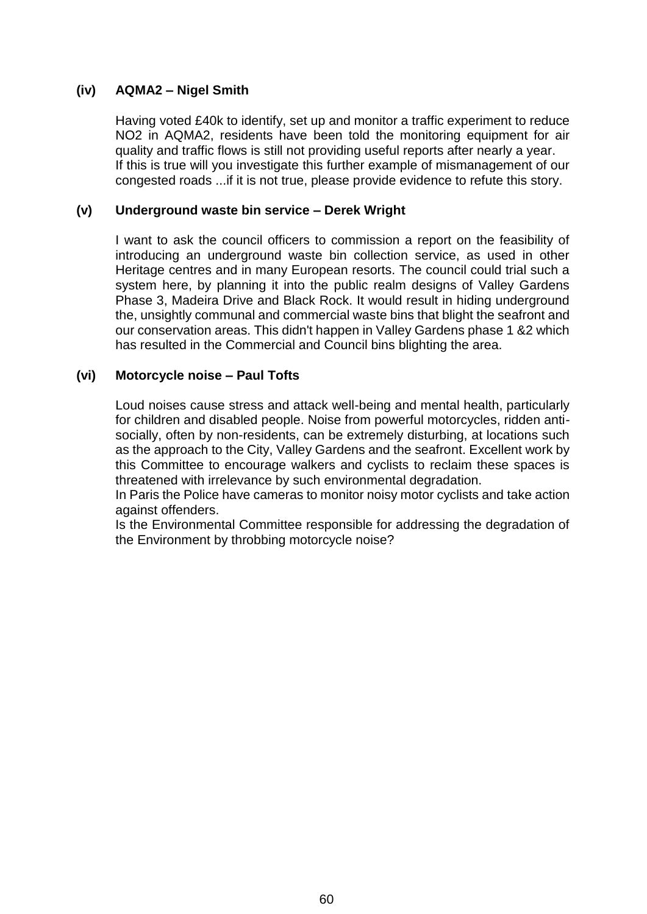### (iv) AQMA2 – Nigel Smith

Having voted £40k to identify, set up and monitor a traffic experiment to reduce $NO_2$ in AQMA2, residents have been told the monitoring equipment for air quality and traffic flows is still not providing useful reports after nearly a year.
If this is true will you investigate this further example of mismanagement of our congested roads ...if it is not true, please provide evidence to refute this story.

### (v) Underground waste bin service – Derek Wright

I want to ask the council officers to commission a report on the feasibility of introducing an underground waste bin collection service, as used in other Heritage centres and in many European resorts. The council could trial such a system here, by planning it into the public realm designs of Valley Gardens Phase 3, Madeira Drive and Black Rock. It would result in hiding underground the, unsightly communal and commercial waste bins that blight the seafront and our conservation areas. This didn't happen in Valley Gardens phase 1 &2 which has resulted in the Commercial and Council bins blighting the area.

### (vi) Motorcycle noise – Paul Tofts

Loud noises cause stress and attack well-being and mental health, particularly for children and disabled people. Noise from powerful motorcycles, ridden anti-socially, often by non-residents, can be extremely disturbing, at locations such as the approach to the City, Valley Gardens and the seafront. Excellent work by this Committee to encourage walkers and cyclists to reclaim these spaces is threatened with irrelevance by such environmental degradation.
In Paris the Police have cameras to monitor noisy motor cyclists and take action against offenders.
Is the Environmental Committee responsible for addressing the degradation of the Environment by throbbing motorcycle noise?